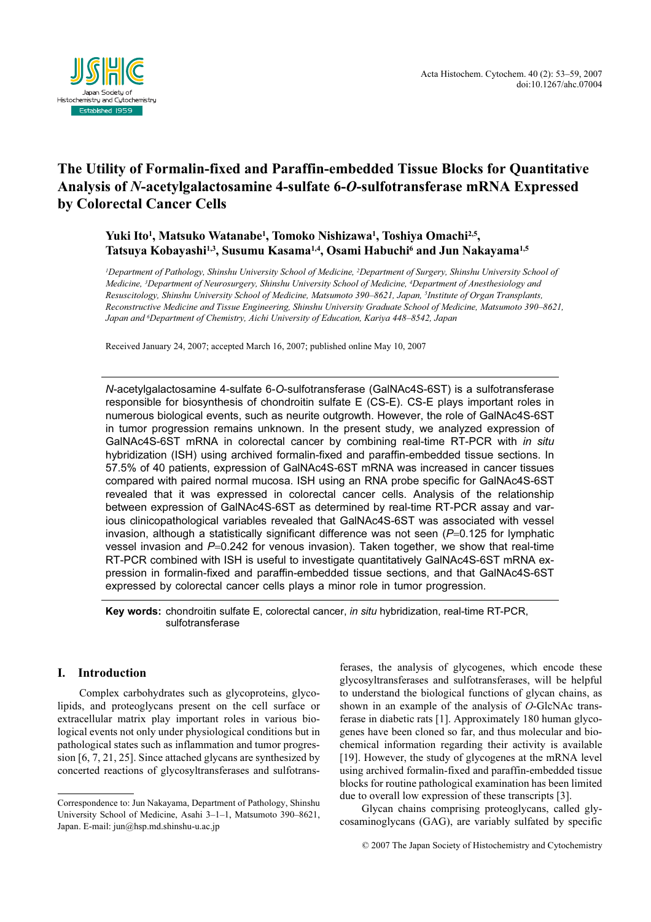# The Utility of Formalin-fixed and Paraffin-embedded Tissue Blocks for Quantitative Analysis of *N*-acetylgalactosamine 4-sulfate 6-*O*-sulfotransferase mRNA Expressed by Colorectal Cancer Cells

**Yuki Ito[1], Matsuko Watanabe[1], Tomoko Nishizawa[1], Toshiya Omachi[2,5], Tatsuya Kobayashi[1,3], Susumu Kasama[1,4], Osami Habuchi[6] and Jun Nakayama[1,5]**

*[1]Department of Pathology, Shinshu University School of Medicine, [2]Department of Surgery, Shinshu University School of Medicine, [3]Department of Neurosurgery, Shinshu University School of Medicine, [4]Department of Anesthesiology and Resuscitology, Shinshu University School of Medicine, Matsumoto 390–8621, Japan, [5]Institute of Organ Transplants, Reconstructive Medicine and Tissue Engineering, Shinshu University Graduate School of Medicine, Matsumoto 390–8621, Japan and [6]Department of Chemistry, Aichi University of Education, Kariya 448–8542, Japan*

Received January 24, 2007; accepted March 16, 2007; published online May 10, 2007

*N*-acetylgalactosamine 4-sulfate 6-*O*-sulfotransferase (GalNAc4S-6ST) is a sulfotransferase responsible for biosynthesis of chondroitin sulfate E (CS-E). CS-E plays important roles in numerous biological events, such as neurite outgrowth. However, the role of GalNAc4S-6ST in tumor progression remains unknown. In the present study, we analyzed expression of GalNAc4S-6ST mRNA in colorectal cancer by combining real-time RT-PCR with *in situ* hybridization (ISH) using archived formalin-fixed and paraffin-embedded tissue sections. In 57.5% of 40 patients, expression of GalNAc4S-6ST mRNA was increased in cancer tissues compared with paired normal mucosa. ISH using an RNA probe specific for GalNAc4S-6ST revealed that it was expressed in colorectal cancer cells. Analysis of the relationship between expression of GalNAc4S-6ST as determined by real-time RT-PCR assay and various clinicopathological variables revealed that GalNAc4S-6ST was associated with vessel invasion, although a statistically significant difference was not seen ($P=0.125$ for lymphatic vessel invasion and $P=0.242$ for venous invasion). Taken together, we show that real-time RT-PCR combined with ISH is useful to investigate quantitatively GalNAc4S-6ST mRNA expression in formalin-fixed and paraffin-embedded tissue sections, and that GalNAc4S-6ST expressed by colorectal cancer cells plays a minor role in tumor progression.

**Key words:** chondroitin sulfate E, colorectal cancer, *in situ* hybridization, real-time RT-PCR, sulfotransferase

## I. Introduction

Complex carbohydrates such as glycoproteins, glycolipids, and proteoglycans present on the cell surface or extracellular matrix play important roles in various biological events not only under physiological conditions but in pathological states such as inflammation and tumor progression [6, 7, 21, 25]. Since attached glycans are synthesized by concerted reactions of glycosyltransferases and sulfotransferases, the analysis of glycogenes, which encode these glycosyltransferases and sulfotransferases, will be helpful to understand the biological functions of glycan chains, as shown in an example of the analysis of *O*-GlcNAc transferase in diabetic rats [1]. Approximately 180 human glycogenes have been cloned so far, and thus molecular and biochemical information regarding their activity is available [19]. However, the study of glycogenes at the mRNA level using archived formalin-fixed and paraffin-embedded tissue blocks for routine pathological examination has been limited due to overall low expression of these transcripts [3].

Glycan chains comprising proteoglycans, called glycosaminoglycans (GAG), are variably sulfated by specific

Correspondence to: Jun Nakayama, Department of Pathology, Shinshu University School of Medicine, Asahi 3–1–1, Matsumoto 390–8621, Japan. E-mail: jun@hsp.md.shinshu-u.ac.jp

© 2007 The Japan Society of Histochemistry and Cytochemistry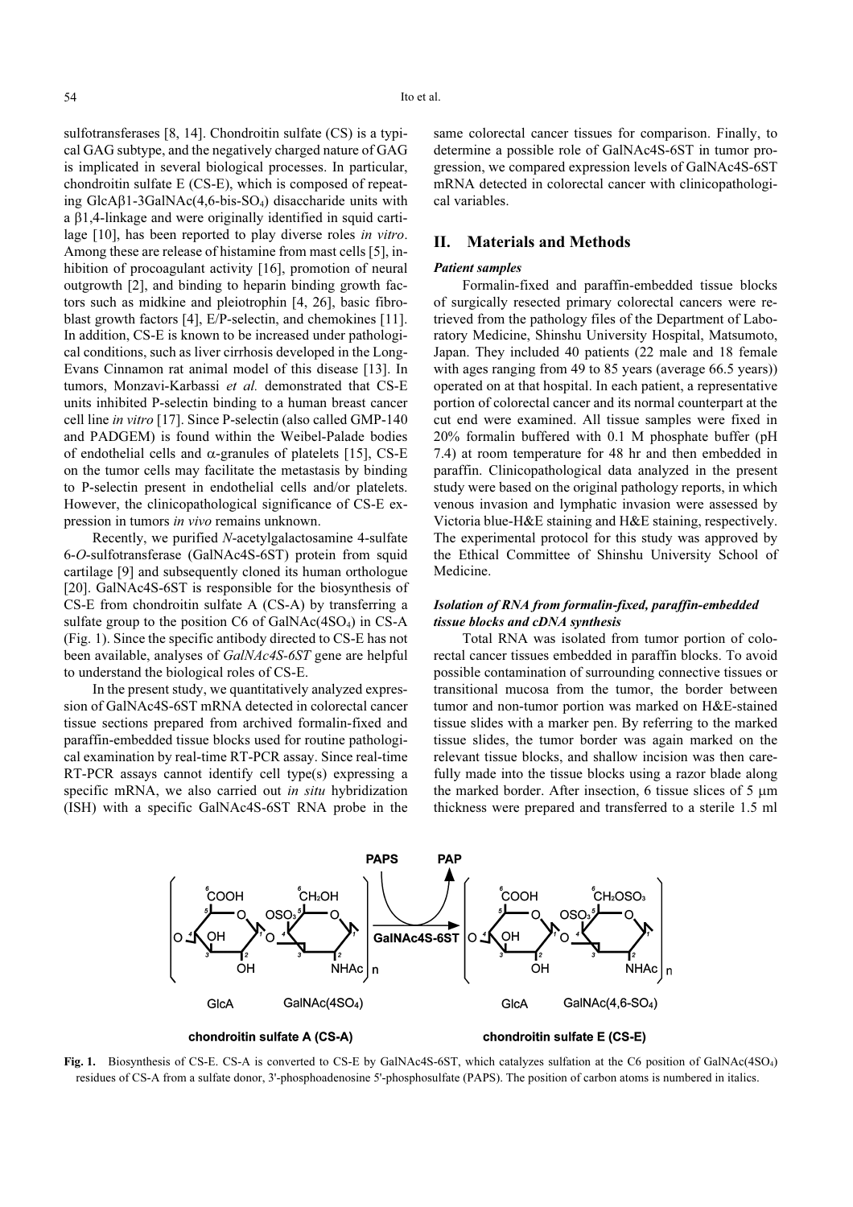sulfotransferases [8, 14]. Chondroitin sulfate (CS) is a typical GAG subtype, and the negatively charged nature of GAG is implicated in several biological processes. In particular, chondroitin sulfate E (CS-E), which is composed of repeating GlcAβ1-3GalNAc(4,6-bis-$SO_4$) disaccharide units with a β1,4-linkage and were originally identified in squid cartilage [10], has been reported to play diverse roles *in vitro*. Among these are release of histamine from mast cells [5], inhibition of procoagulant activity [16], promotion of neural outgrowth [2], and binding to heparin binding growth factors such as midkine and pleiotrophin [4, 26], basic fibroblast growth factors [4], E/P-selectin, and chemokines [11]. In addition, CS-E is known to be increased under pathological conditions, such as liver cirrhosis developed in the Long-Evans Cinnamon rat animal model of this disease [13]. In tumors, Monzavi-Karbassi *et al.* demonstrated that CS-E units inhibited P-selectin binding to a human breast cancer cell line *in vitro* [17]. Since P-selectin (also called GMP-140 and PADGEM) is found within the Weibel-Palade bodies of endothelial cells and α-granules of platelets [15], CS-E on the tumor cells may facilitate the metastasis by binding to P-selectin present in endothelial cells and/or platelets. However, the clinicopathological significance of CS-E expression in tumors *in vivo* remains unknown.

Recently, we purified *N*-acetylgalactosamine 4-sulfate 6-*O*-sulfotransferase (GalNAc4S-6ST) protein from squid cartilage [9] and subsequently cloned its human orthologue [20]. GalNAc4S-6ST is responsible for the biosynthesis of CS-E from chondroitin sulfate A (CS-A) by transferring a sulfate group to the position C6 of GalNAc(4$SO_4$) in CS-A (Fig. 1). Since the specific antibody directed to CS-E has not been available, analyses of *GalNAc4S-6ST* gene are helpful to understand the biological roles of CS-E.

In the present study, we quantitatively analyzed expression of GalNAc4S-6ST mRNA detected in colorectal cancer tissue sections prepared from archived formalin-fixed and paraffin-embedded tissue blocks used for routine pathological examination by real-time RT-PCR assay. Since real-time RT-PCR assays cannot identify cell type(s) expressing a specific mRNA, we also carried out *in situ* hybridization (ISH) with a specific GalNAc4S-6ST RNA probe in the same colorectal cancer tissues for comparison. Finally, to determine a possible role of GalNAc4S-6ST in tumor progression, we compared expression levels of GalNAc4S-6ST mRNA detected in colorectal cancer with clinicopathological variables.

## II. Materials and Methods

### *Patient samples*

Formalin-fixed and paraffin-embedded tissue blocks of surgically resected primary colorectal cancers were retrieved from the pathology files of the Department of Laboratory Medicine, Shinshu University Hospital, Matsumoto, Japan. They included 40 patients (22 male and 18 female with ages ranging from 49 to 85 years (average 66.5 years)) operated on at that hospital. In each patient, a representative portion of colorectal cancer and its normal counterpart at the cut end were examined. All tissue samples were fixed in 20% formalin buffered with 0.1 M phosphate buffer (pH 7.4) at room temperature for 48 hr and then embedded in paraffin. Clinicopathological data analyzed in the present study were based on the original pathology reports, in which venous invasion and lymphatic invasion were assessed by Victoria blue-H&E staining and H&E staining, respectively. The experimental protocol for this study was approved by the Ethical Committee of Shinshu University School of Medicine.

### *Isolation of RNA from formalin-fixed, paraffin-embedded tissue blocks and cDNA synthesis*

Total RNA was isolated from tumor portion of colorectal cancer tissues embedded in paraffin blocks. To avoid possible contamination of surrounding connective tissues or transitional mucosa from the tumor, the border between tumor and non-tumor portion was marked on H&E-stained tissue slides with a marker pen. By referring to the marked tissue slides, the tumor border was again marked on the relevant tissue blocks, and shallow incision was then carefully made into the tissue blocks using a razor blade along the marked border. After insection, 6 tissue slices of 5 μm thickness were prepared and transferred to a sterile 1.5 ml

**Fig. 1.** Biosynthesis of CS-E. CS-A is converted to CS-E by GalNAc4S-6ST, which catalyzes sulfation at the C6 position of GalNAc(4$SO_4$) residues of CS-A from a sulfate donor, 3'-phosphoadenosine 5'-phosphosulfate (PAPS). The position of carbon atoms is numbered in italics.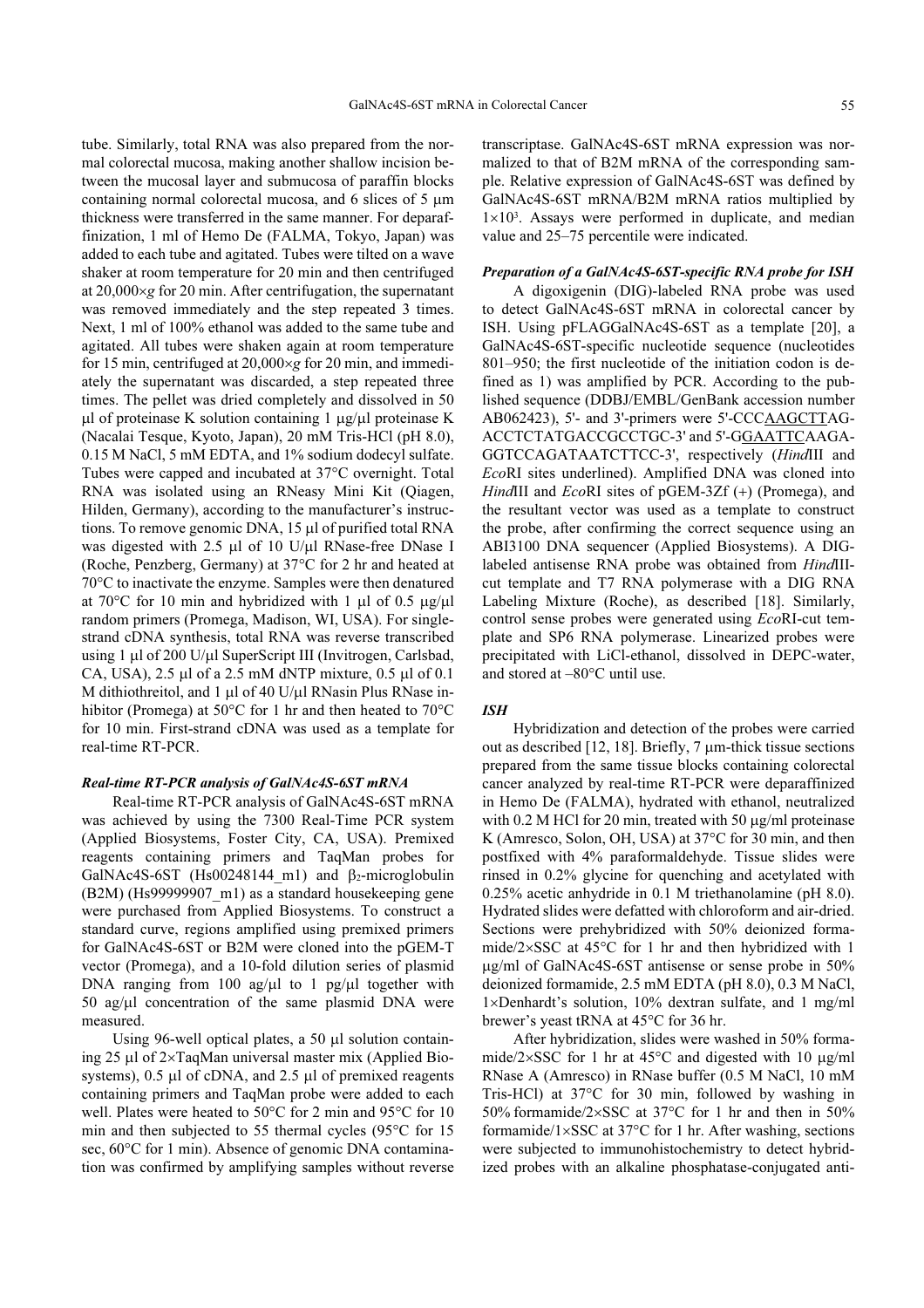tube. Similarly, total RNA was also prepared from the normal colorectal mucosa, making another shallow incision between the mucosal layer and submucosa of paraffin blocks containing normal colorectal mucosa, and 6 slices of 5 μm thickness were transferred in the same manner. For deparaffinization, 1 ml of Hemo De (FALMA, Tokyo, Japan) was added to each tube and agitated. Tubes were tilted on a wave shaker at room temperature for 20 min and then centrifuged at 20,000×*g* for 20 min. After centrifugation, the supernatant was removed immediately and the step repeated 3 times. Next, 1 ml of 100% ethanol was added to the same tube and agitated. All tubes were shaken again at room temperature for 15 min, centrifuged at 20,000×*g* for 20 min, and immediately the supernatant was discarded, a step repeated three times. The pellet was dried completely and dissolved in 50 μl of proteinase K solution containing 1 μg/μl proteinase K (Nacalai Tesque, Kyoto, Japan), 20 mM Tris-HCl (pH 8.0), 0.15 M NaCl, 5 mM EDTA, and 1% sodium dodecyl sulfate. Tubes were capped and incubated at 37°C overnight. Total RNA was isolated using an RNeasy Mini Kit (Qiagen, Hilden, Germany), according to the manufacturer's instructions. To remove genomic DNA, 15 μl of purified total RNA was digested with 2.5 μl of 10 U/μl RNase-free DNase I (Roche, Penzberg, Germany) at 37°C for 2 hr and heated at 70°C to inactivate the enzyme. Samples were then denatured at 70°C for 10 min and hybridized with 1 μl of 0.5 μg/μl random primers (Promega, Madison, WI, USA). For single-strand cDNA synthesis, total RNA was reverse transcribed using 1 μl of 200 U/μl SuperScript III (Invitrogen, Carlsbad, CA, USA), 2.5 μl of a 2.5 mM dNTP mixture, 0.5 μl of 0.1 M dithiothreitol, and 1 μl of 40 U/μl RNasin Plus RNase inhibitor (Promega) at 50°C for 1 hr and then heated to 70°C for 10 min. First-strand cDNA was used as a template for real-time RT-PCR.

### *Real-time RT-PCR analysis of GalNAc4S-6ST mRNA*

Real-time RT-PCR analysis of GalNAc4S-6ST mRNA was achieved by using the 7300 Real-Time PCR system (Applied Biosystems, Foster City, CA, USA). Premixed reagents containing primers and TaqMan probes for GalNAc4S-6ST (Hs00248144_m1) and $\beta_2$-microglobulin (B2M) (Hs99999907_m1) as a standard housekeeping gene were purchased from Applied Biosystems. To construct a standard curve, regions amplified using premixed primers for GalNAc4S-6ST or B2M were cloned into the pGEM-T vector (Promega), and a 10-fold dilution series of plasmid DNA ranging from 100 ag/μl to 1 pg/μl together with 50 ag/μl concentration of the same plasmid DNA were measured.

Using 96-well optical plates, a 50 μl solution containing 25 μl of 2×TaqMan universal master mix (Applied Biosystems), 0.5 μl of cDNA, and 2.5 μl of premixed reagents containing primers and TaqMan probe were added to each well. Plates were heated to 50°C for 2 min and 95°C for 10 min and then subjected to 55 thermal cycles (95°C for 15 sec, 60°C for 1 min). Absence of genomic DNA contamination was confirmed by amplifying samples without reverse transcriptase. GalNAc4S-6ST mRNA expression was normalized to that of B2M mRNA of the corresponding sample. Relative expression of GalNAc4S-6ST was defined by GalNAc4S-6ST mRNA/B2M mRNA ratios multiplied by $1\times10^3$. Assays were performed in duplicate, and median value and 25–75 percentile were indicated.

### *Preparation of a GalNAc4S-6ST-specific RNA probe for ISH*

A digoxigenin (DIG)-labeled RNA probe was used to detect GalNAc4S-6ST mRNA in colorectal cancer by ISH. Using pFLAGGalNAc4S-6ST as a template [20], a GalNAc4S-6ST-specific nucleotide sequence (nucleotides 801–950; the first nucleotide of the initiation codon is defined as 1) was amplified by PCR. According to the published sequence (DDBJ/EMBL/GenBank accession number AB062423), 5'- and 3'-primers were 5'-CCCAAGCTTAG-ACCTCTATGACCGCCTGC-3' and 5'-GGAATTCAAGA-GGTCCAGATAATCTTCC-3', respectively (*Hind*III and *Eco*RI sites underlined). Amplified DNA was cloned into *Hind*III and *Eco*RI sites of pGEM-3Zf (+) (Promega), and the resultant vector was used as a template to construct the probe, after confirming the correct sequence using an ABI3100 DNA sequencer (Applied Biosystems). A DIG-labeled antisense RNA probe was obtained from *Hind*III-cut template and T7 RNA polymerase with a DIG RNA Labeling Mixture (Roche), as described [18]. Similarly, control sense probes were generated using *Eco*RI-cut template and SP6 RNA polymerase. Linearized probes were precipitated with LiCl-ethanol, dissolved in DEPC-water, and stored at –80°C until use.

### *ISH*

Hybridization and detection of the probes were carried out as described [12, 18]. Briefly, 7 μm-thick tissue sections prepared from the same tissue blocks containing colorectal cancer analyzed by real-time RT-PCR were deparaffinized in Hemo De (FALMA), hydrated with ethanol, neutralized with 0.2 M HCl for 20 min, treated with 50 μg/ml proteinase K (Amresco, Solon, OH, USA) at 37°C for 30 min, and then postfixed with 4% paraformaldehyde. Tissue slides were rinsed in 0.2% glycine for quenching and acetylated with 0.25% acetic anhydride in 0.1 M triethanolamine (pH 8.0). Hydrated slides were defatted with chloroform and air-dried. Sections were prehybridized with 50% deionized formamide/2×SSC at 45°C for 1 hr and then hybridized with 1 μg/ml of GalNAc4S-6ST antisense or sense probe in 50% deionized formamide, 2.5 mM EDTA (pH 8.0), 0.3 M NaCl, 1×Denhardt's solution, 10% dextran sulfate, and 1 mg/ml brewer's yeast tRNA at 45°C for 36 hr.

After hybridization, slides were washed in 50% formamide/2×SSC for 1 hr at 45°C and digested with 10 μg/ml RNase A (Amresco) in RNase buffer (0.5 M NaCl, 10 mM Tris-HCl) at 37°C for 30 min, followed by washing in 50% formamide/2×SSC at 37°C for 1 hr and then in 50% formamide/1×SSC at 37°C for 1 hr. After washing, sections were subjected to immunohistochemistry to detect hybridized probes with an alkaline phosphatase-conjugated anti-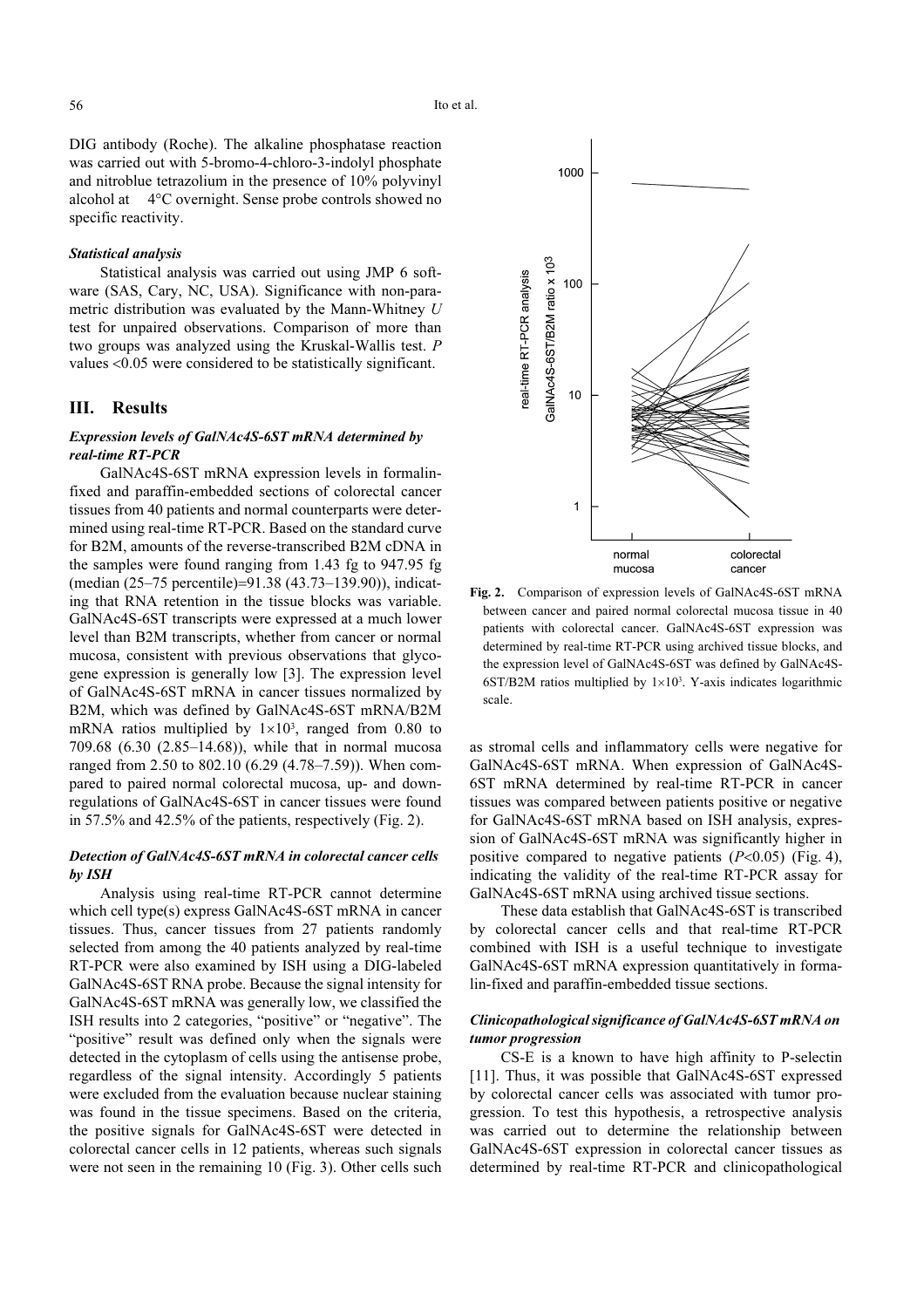DIG antibody (Roche). The alkaline phosphatase reaction was carried out with 5-bromo-4-chloro-3-indolyl phosphate and nitroblue tetrazolium in the presence of 10% polyvinyl alcohol at 4°C overnight. Sense probe controls showed no specific reactivity.

### *Statistical analysis*

Statistical analysis was carried out using JMP 6 software (SAS, Cary, NC, USA). Significance with non-parametric distribution was evaluated by the Mann-Whitney *U* test for unpaired observations. Comparison of more than two groups was analyzed using the Kruskal-Wallis test. *P* values <0.05 were considered to be statistically significant.

## III. Results

### *Expression levels of GalNAc4S-6ST mRNA determined by real-time RT-PCR*

GalNAc4S-6ST mRNA expression levels in formalin-fixed and paraffin-embedded sections of colorectal cancer tissues from 40 patients and normal counterparts were determined using real-time RT-PCR. Based on the standard curve for B2M, amounts of the reverse-transcribed B2M cDNA in the samples were found ranging from 1.43 fg to 947.95 fg (median (25–75 percentile)=91.38 (43.73–139.90)), indicating that RNA retention in the tissue blocks was variable. GalNAc4S-6ST transcripts were expressed at a much lower level than B2M transcripts, whether from cancer or normal mucosa, consistent with previous observations that glycogene expression is generally low [3]. The expression level of GalNAc4S-6ST mRNA in cancer tissues normalized by B2M, which was defined by GalNAc4S-6ST mRNA/B2M mRNA ratios multiplied by $1\times10^3$, ranged from 0.80 to 709.68 (6.30 (2.85–14.68)), while that in normal mucosa ranged from 2.50 to 802.10 (6.29 (4.78–7.59)). When compared to paired normal colorectal mucosa, up- and down-regulations of GalNAc4S-6ST in cancer tissues were found in 57.5% and 42.5% of the patients, respectively (Fig. 2).

**Fig. 2.** Comparison of expression levels of GalNAc4S-6ST mRNA between cancer and paired normal colorectal mucosa tissue in 40 patients with colorectal cancer. GalNAc4S-6ST expression was determined by real-time RT-PCR using archived tissue blocks, and the expression level of GalNAc4S-6ST was defined by GalNAc4S-6ST/B2M ratios multiplied by $1\times10^3$. Y-axis indicates logarithmic scale.

### *Detection of GalNAc4S-6ST mRNA in colorectal cancer cells by ISH*

Analysis using real-time RT-PCR cannot determine which cell type(s) express GalNAc4S-6ST mRNA in cancer tissues. Thus, cancer tissues from 27 patients randomly selected from among the 40 patients analyzed by real-time RT-PCR were also examined by ISH using a DIG-labeled GalNAc4S-6ST RNA probe. Because the signal intensity for GalNAc4S-6ST mRNA was generally low, we classified the ISH results into 2 categories, "positive" or "negative". The "positive" result was defined only when the signals were detected in the cytoplasm of cells using the antisense probe, regardless of the signal intensity. Accordingly 5 patients were excluded from the evaluation because nuclear staining was found in the tissue specimens. Based on the criteria, the positive signals for GalNAc4S-6ST were detected in colorectal cancer cells in 12 patients, whereas such signals were not seen in the remaining 10 (Fig. 3). Other cells such as stromal cells and inflammatory cells were negative for GalNAc4S-6ST mRNA. When expression of GalNAc4S-6ST mRNA determined by real-time RT-PCR in cancer tissues was compared between patients positive or negative for GalNAc4S-6ST mRNA based on ISH analysis, expression of GalNAc4S-6ST mRNA was significantly higher in positive compared to negative patients ($P<0.05$) (Fig. 4), indicating the validity of the real-time RT-PCR assay for GalNAc4S-6ST mRNA using archived tissue sections.

These data establish that GalNAc4S-6ST is transcribed by colorectal cancer cells and that real-time RT-PCR combined with ISH is a useful technique to investigate GalNAc4S-6ST mRNA expression quantitatively in formalin-fixed and paraffin-embedded tissue sections.

### *Clinicopathological significance of GalNAc4S-6ST mRNA on tumor progression*

CS-E is a known to have high affinity to P-selectin [11]. Thus, it was possible that GalNAc4S-6ST expressed by colorectal cancer cells was associated with tumor progression. To test this hypothesis, a retrospective analysis was carried out to determine the relationship between GalNAc4S-6ST expression in colorectal cancer tissues as determined by real-time RT-PCR and clinicopathological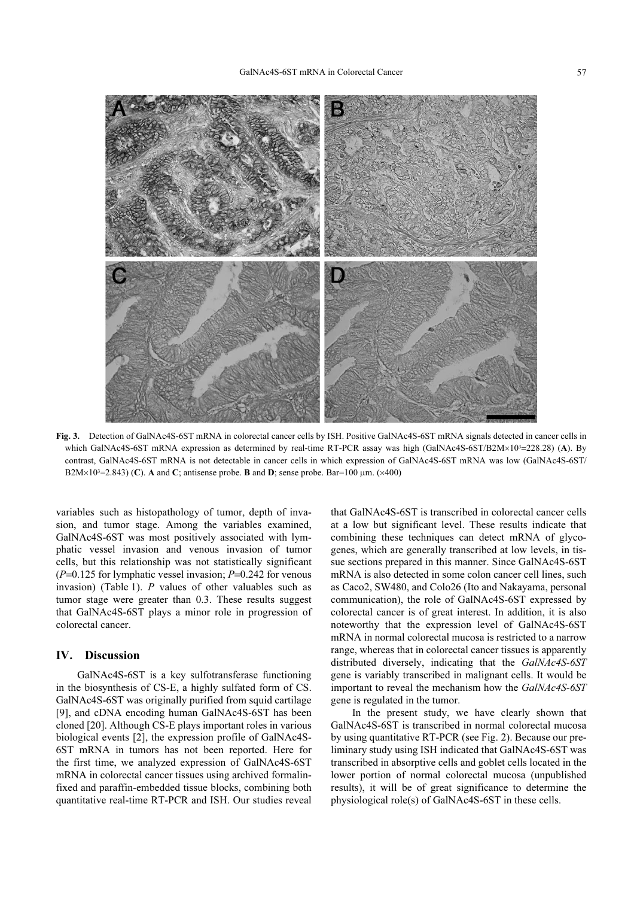Fig. 3. Detection of GalNAc4S-6ST mRNA in colorectal cancer cells by ISH. Positive GalNAc4S-6ST mRNA signals detected in cancer cells in which GalNAc4S-6ST mRNA expression as determined by real-time RT-PCR assay was high (GalNAc4S-6ST/B2M$\times 10^3$=228.28) (**A**). By contrast, GalNAc4S-6ST mRNA is not detectable in cancer cells in which expression of GalNAc4S-6ST mRNA was low (GalNAc4S-6ST/B2M$\times 10^3$=2.843) (**C**). **A** and **C**; antisense probe. **B** and **D**; sense probe. Bar=100 µm. ($\times$400)

variables such as histopathology of tumor, depth of invasion, and tumor stage. Among the variables examined, GalNAc4S-6ST was most positively associated with lymphatic vessel invasion and venous invasion of tumor cells, but this relationship was not statistically significant ($P$=0.125 for lymphatic vessel invasion; $P$=0.242 for venous invasion) (Table 1). $P$ values of other valuables such as tumor stage were greater than 0.3. These results suggest that GalNAc4S-6ST plays a minor role in progression of colorectal cancer.

## IV. Discussion

GalNAc4S-6ST is a key sulfotransferase functioning in the biosynthesis of CS-E, a highly sulfated form of CS. GalNAc4S-6ST was originally purified from squid cartilage [9], and cDNA encoding human GalNAc4S-6ST has been cloned [20]. Although CS-E plays important roles in various biological events [2], the expression profile of GalNAc4S-6ST mRNA in tumors has not been reported. Here for the first time, we analyzed expression of GalNAc4S-6ST mRNA in colorectal cancer tissues using archived formalin-fixed and paraffin-embedded tissue blocks, combining both quantitative real-time RT-PCR and ISH. Our studies reveal that GalNAc4S-6ST is transcribed in colorectal cancer cells at a low but significant level. These results indicate that combining these techniques can detect mRNA of glycogenes, which are generally transcribed at low levels, in tissue sections prepared in this manner. Since GalNAc4S-6ST mRNA is also detected in some colon cancer cell lines, such as Caco2, SW480, and Colo26 (Ito and Nakayama, personal communication), the role of GalNAc4S-6ST expressed by colorectal cancer is of great interest. In addition, it is also noteworthy that the expression level of GalNAc4S-6ST mRNA in normal colorectal mucosa is restricted to a narrow range, whereas that in colorectal cancer tissues is apparently distributed diversely, indicating that the *GalNAc4S-6ST* gene is variably transcribed in malignant cells. It would be important to reveal the mechanism how the *GalNAc4S-6ST* gene is regulated in the tumor.

In the present study, we have clearly shown that GalNAc4S-6ST is transcribed in normal colorectal mucosa by using quantitative RT-PCR (see Fig. 2). Because our preliminary study using ISH indicated that GalNAc4S-6ST was transcribed in absorptive cells and goblet cells located in the lower portion of normal colorectal mucosa (unpublished results), it will be of great significance to determine the physiological role(s) of GalNAc4S-6ST in these cells.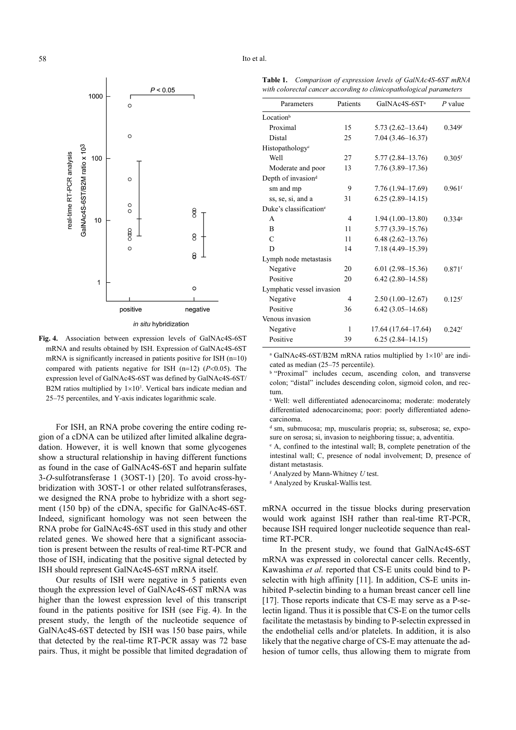**Fig. 4.** Association between expression levels of GalNAc4S-6ST mRNA and results obtained by ISH. Expression of GalNAc4S-6ST mRNA is significantly increased in patients positive for ISH (n=10) compared with patients negative for ISH (n=12) ($P<0.05$). The expression level of GalNAc4S-6ST was defined by GalNAc4S-6ST/B2M ratios multiplied by $1\times10^3$. Vertical bars indicate median and 25–75 percentiles, and Y-axis indicates logarithmic scale.

For ISH, an RNA probe covering the entire coding region of a cDNA can be utilized after limited alkaline degradation. However, it is well known that some glycogenes show a structural relationship in having different functions as found in the case of GalNAc4S-6ST and heparin sulfate 3-*O*-sulfotransferase 1 (3OST-1) [20]. To avoid cross-hybridization with 3OST-1 or other related sulfotransferases, we designed the RNA probe to hybridize with a short segment (150 bp) of the cDNA, specific for GalNAc4S-6ST. Indeed, significant homology was not seen between the RNA probe for GalNAc4S-6ST used in this study and other related genes. We showed here that a significant association is present between the results of real-time RT-PCR and those of ISH, indicating that the positive signal detected by ISH should represent GalNAc4S-6ST mRNA itself.

Our results of ISH were negative in 5 patients even though the expression level of GalNAc4S-6ST mRNA was higher than the lowest expression level of this transcript found in the patients positive for ISH (see Fig. 4). In the present study, the length of the nucleotide sequence of GalNAc4S-6ST detected by ISH was 150 base pairs, while that detected by the real-time RT-PCR assay was 72 base pairs. Thus, it might be possible that limited degradation of mRNA occurred in the tissue blocks during preservation would work against ISH rather than real-time RT-PCR, because ISH required longer nucleotide sequence than real-time RT-PCR.

In the present study, we found that GalNAc4S-6ST mRNA was expressed in colorectal cancer cells. Recently, Kawashima *et al.* reported that CS-E units could bind to P-selectin with high affinity [11]. In addition, CS-E units inhibited P-selectin binding to a human breast cancer cell line [17]. Those reports indicate that CS-E may serve as a P-selectin ligand. Thus it is possible that CS-E on the tumor cells facilitate the metastasis by binding to P-selectin expressed in the endothelial cells and/or platelets. In addition, it is also likely that the negative charge of CS-E may attenuate the adhesion of tumor cells, thus allowing them to migrate from

**Table 1.** *Comparison of expression levels of GalNAc4S-6ST mRNA with colorectal cancer according to clinicopathological parameters*

| Parameters | Patients | GalNAc4S-6ST[a] | *P* value |
|---|---|---|---|
| Location[b] | | | |
| Proximal | 15 | 5.73 (2.62–13.64) | 0.349[f] |
| Distal | 25 | 7.04 (3.46–16.37) | |
| Histopathology[c] | | | |
| Well | 27 | 5.77 (2.84–13.76) | 0.305[f] |
| Moderate and poor | 13 | 7.76 (3.89–17.36) | |
| Depth of invasion[d] | | | |
| sm and mp | 9 | 7.76 (1.94–17.69) | 0.961[f] |
| ss, se, si, and a | 31 | 6.25 (2.89–14.15) | |
| Duke's classification[e] | | | |
| A | 4 | 1.94 (1.00–13.80) | 0.334[g] |
| B | 11 | 5.77 (3.39–15.76) | |
| C | 11 | 6.48 (2.62–13.76) | |
| D | 14 | 7.18 (4.49–15.39) | |
| Lymph node metastasis | | | |
| Negative | 20 | 6.01 (2.98–15.36) | 0.871[f] |
| Positive | 20 | 6.42 (2.80–14.58) | |
| Lymphatic vessel invasion | | | |
| Negative | 4 | 2.50 (1.00–12.67) | 0.125[f] |
| Positive | 36 | 6.42 (3.05–14.68) | |
| Venous invasion | | | |
| Negative | 1 | 17.64 (17.64–17.64) | 0.242[f] |
| Positive | 39 | 6.25 (2.84–14.15) | |

[a] GalNAc4S-6ST/B2M mRNA ratios multiplied by $1\times10^3$ are indicated as median (25–75 percentile).

[b] "Proximal" includes cecum, ascending colon, and transverse colon; "distal" includes descending colon, sigmoid colon, and rectum.

[c] Well: well differentiated adenocarcinoma; moderate: moderately differentiated adenocarcinoma; poor: poorly differentiated adenocarcinoma.

[d] sm, submucosa; mp, muscularis propria; ss, subserosa; se, exposure on serosa; si, invasion to neighboring tissue; a, adventitia.

[e] A, confined to the intestinal wall; B, complete penetration of the intestinal wall; C, presence of nodal involvement; D, presence of distant metastasis.

[f] Analyzed by Mann-Whitney *U* test.

[g] Analyzed by Kruskal-Wallis test.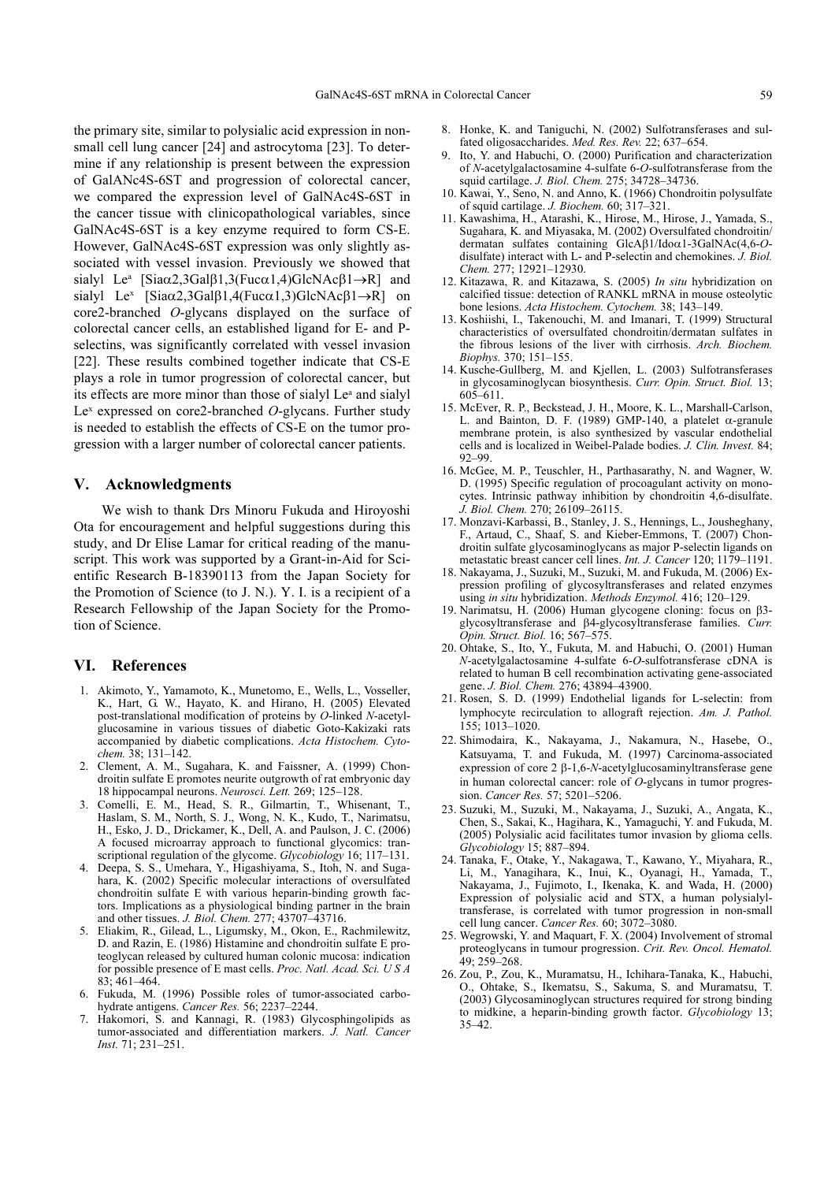the primary site, similar to polysialic acid expression in non-small cell lung cancer [24] and astrocytoma [23]. To determine if any relationship is present between the expression of GalANc4S-6ST and progression of colorectal cancer, we compared the expression level of GalNAc4S-6ST in the cancer tissue with clinicopathological variables, since GalNAc4S-6ST is a key enzyme required to form CS-E. However, GalNAc4S-6ST expression was only slightly associated with vessel invasion. Previously we showed that sialyl Le$^a$ [Siaα2,3Galβ1,3(Fucα1,4)GlcNAcβ1→R] and sialyl Le$^x$ [Siaα2,3Galβ1,4(Fucα1,3)GlcNAcβ1→R] on core2-branched *O*-glycans displayed on the surface of colorectal cancer cells, an established ligand for E- and P-selectins, was significantly correlated with vessel invasion [22]. These results combined together indicate that CS-E plays a role in tumor progression of colorectal cancer, but its effects are more minor than those of sialyl Le$^a$ and sialyl Le$^x$ expressed on core2-branched *O*-glycans. Further study is needed to establish the effects of CS-E on the tumor progression with a larger number of colorectal cancer patients.

## V. Acknowledgments

We wish to thank Drs Minoru Fukuda and Hiroyoshi Ota for encouragement and helpful suggestions during this study, and Dr Elise Lamar for critical reading of the manuscript. This work was supported by a Grant-in-Aid for Scientific Research B-18390113 from the Japan Society for the Promotion of Science (to J. N.). Y. I. is a recipient of a Research Fellowship of the Japan Society for the Promotion of Science.

## VI. References

1. Akimoto, Y., Yamamoto, K., Munetomo, E., Wells, L., Vosseller, K., Hart, G. W., Hayato, K. and Hirano, H. (2005) Elevated post-translational modification of proteins by *O*-linked *N*-acetylglucosamine in various tissues of diabetic Goto-Kakizaki rats accompanied by diabetic complications. *Acta Histochem. Cytochem.* 38; 131–142.
2. Clement, A. M., Sugahara, K. and Faissner, A. (1999) Chondroitin sulfate E promotes neurite outgrowth of rat embryonic day 18 hippocampal neurons. *Neurosci. Lett.* 269; 125–128.
3. Comelli, E. M., Head, S. R., Gilmartin, T., Whisenant, T., Haslam, S. M., North, S. J., Wong, N. K., Kudo, T., Narimatsu, H., Esko, J. D., Drickamer, K., Dell, A. and Paulson, J. C. (2006) A focused microarray approach to functional glycomics: transcriptional regulation of the glycome. *Glycobiology* 16; 117–131.
4. Deepa, S. S., Umehara, Y., Higashiyama, S., Itoh, N. and Sugahara, K. (2002) Specific molecular interactions of oversulfated chondroitin sulfate E with various heparin-binding growth factors. Implications as a physiological binding partner in the brain and other tissues. *J. Biol. Chem.* 277; 43707–43716.
5. Eliakim, R., Gilead, L., Ligumsky, M., Okon, E., Rachmilewitz, D. and Razin, E. (1986) Histamine and chondroitin sulfate E proteoglycan released by cultured human colonic mucosa: indication for possible presence of E mast cells. *Proc. Natl. Acad. Sci. U S A* 83; 461–464.
6. Fukuda, M. (1996) Possible roles of tumor-associated carbohydrate antigens. *Cancer Res.* 56; 2237–2244.
7. Hakomori, S. and Kannagi, R. (1983) Glycosphingolipids as tumor-associated and differentiation markers. *J. Natl. Cancer Inst.* 71; 231–251.
8. Honke, K. and Taniguchi, N. (2002) Sulfotransferases and sulfated oligosaccharides. *Med. Res. Rev.* 22; 637–654.
9. Ito, Y. and Habuchi, O. (2000) Purification and characterization of *N*-acetylgalactosamine 4-sulfate 6-*O*-sulfotransferase from the squid cartilage. *J. Biol. Chem.* 275; 34728–34736.
10. Kawai, Y., Seno, N. and Anno, K. (1966) Chondroitin polysulfate of squid cartilage. *J. Biochem.* 60; 317–321.
11. Kawashima, H., Atarashi, K., Hirose, M., Hirose, J., Yamada, S., Sugahara, K. and Miyasaka, M. (2002) Oversulfated chondroitin/dermatan sulfates containing GlcAβ1/IdoAα1-3GalNAc(4,6-*O*-disulfate) interact with L- and P-selectin and chemokines. *J. Biol. Chem.* 277; 12921–12930.
12. Kitazawa, R. and Kitazawa, S. (2005) *In situ* hybridization on calcified tissue: detection of RANKL mRNA in mouse osteolytic bone lesions. *Acta Histochem. Cytochem.* 38; 143–149.
13. Koshiishi, I., Takenouchi, M. and Imanari, T. (1999) Structural characteristics of oversulfated chondroitin/dermatan sulfates in the fibrous lesions of the liver with cirrhosis. *Arch. Biochem. Biophys.* 370; 151–155.
14. Kusche-Gullberg, M. and Kjellen, L. (2003) Sulfotransferases in glycosaminoglycan biosynthesis. *Curr. Opin. Struct. Biol.* 13; 605–611.
15. McEver, R. P., Beckstead, J. H., Moore, K. L., Marshall-Carlson, L. and Bainton, D. F. (1989) GMP-140, a platelet α-granule membrane protein, is also synthesized by vascular endothelial cells and is localized in Weibel-Palade bodies. *J. Clin. Invest.* 84; 92–99.
16. McGee, M. P., Teuschler, H., Parthasarathy, N. and Wagner, W. D. (1995) Specific regulation of procoagulant activity on monocytes. Intrinsic pathway inhibition by chondroitin 4,6-disulfate. *J. Biol. Chem.* 270; 26109–26115.
17. Monzavi-Karbassi, B., Stanley, J. S., Hennings, L., Jousheghany, F., Artaud, C., Shaaf, S. and Kieber-Emmons, T. (2007) Chondroitin sulfate glycosaminoglycans as major P-selectin ligands on metastatic breast cancer cell lines. *Int. J. Cancer* 120; 1179–1191.
18. Nakayama, J., Suzuki, M., Suzuki, M. and Fukuda, M. (2006) Expression profiling of glycosyltransferases and related enzymes using *in situ* hybridization. *Methods Enzymol.* 416; 120–129.
19. Narimatsu, H. (2006) Human glycogene cloning: focus on β3-glycosyltransferase and β4-glycosyltransferase families. *Curr. Opin. Struct. Biol.* 16; 567–575.
20. Ohtake, S., Ito, Y., Fukuta, M. and Habuchi, O. (2001) Human *N*-acetylgalactosamine 4-sulfate 6-*O*-sulfotransferase cDNA is related to human B cell recombination activating gene-associated gene. *J. Biol. Chem.* 276; 43894–43900.
21. Rosen, S. D. (1999) Endothelial ligands for L-selectin: from lymphocyte recirculation to allograft rejection. *Am. J. Pathol.* 155; 1013–1020.
22. Shimodaira, K., Nakayama, J., Nakamura, N., Hasebe, O., Katsuyama, T. and Fukuda, M. (1997) Carcinoma-associated expression of core 2 β-1,6-*N*-acetylglucosaminyltransferase gene in human colorectal cancer: role of *O*-glycans in tumor progression. *Cancer Res.* 57; 5201–5206.
23. Suzuki, M., Suzuki, M., Nakayama, J., Suzuki, A., Angata, K., Chen, S., Sakai, K., Hagihara, K., Yamaguchi, Y. and Fukuda, M. (2005) Polysialic acid facilitates tumor invasion by glioma cells. *Glycobiology* 15; 887–894.
24. Tanaka, F., Otake, Y., Nakagawa, T., Kawano, Y., Miyahara, R., Li, M., Yanagihara, K., Inui, K., Oyanagi, H., Yamada, T., Nakayama, J., Fujimoto, I., Ikenaka, K. and Wada, H. (2000) Expression of polysialic acid and STX, a human polysialyltransferase, is correlated with tumor progression in non-small cell lung cancer. *Cancer Res.* 60; 3072–3080.
25. Wegrowski, Y. and Maquart, F. X. (2004) Involvement of stromal proteoglycans in tumour progression. *Crit. Rev. Oncol. Hematol.* 49; 259–268.
26. Zou, P., Zou, K., Muramatsu, H., Ichihara-Tanaka, K., Habuchi, O., Ohtake, S., Ikematsu, S., Sakuma, S. and Muramatsu, T. (2003) Glycosaminoglycan structures required for strong binding to midkine, a heparin-binding growth factor. *Glycobiology* 13; 35–42.